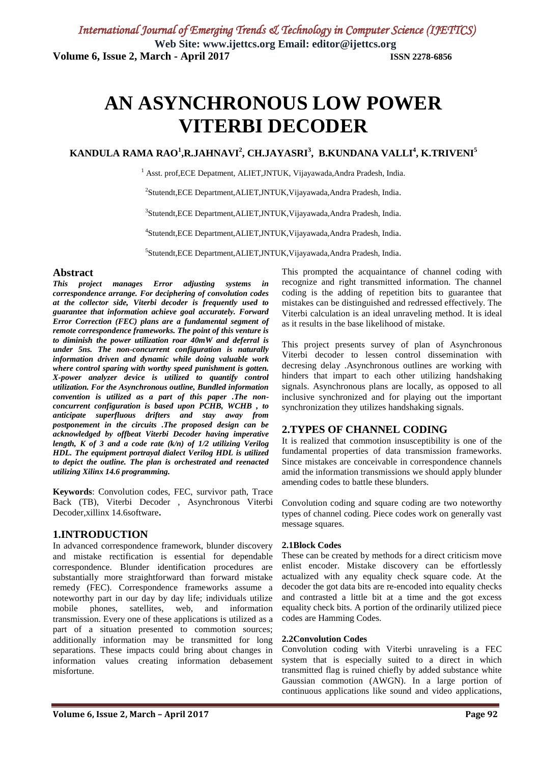# AN ASYNCHRONOUS LOW POWER VITERBI DECODER

**KANDULA RAMA RAO[1],R.JAHNAVI[2], CH.JAYASRI[3], B.KUNDANA VALLI[4], K.TRIVENI[5]**

[1] Asst. prof,ECE Depatment, ALIET,JNTUK, Vijayawada,Andra Pradesh, India.

[2]Stutendt,ECE Department,ALIET,JNTUK,Vijayawada,Andra Pradesh, India.

[3]Stutendt,ECE Department,ALIET,JNTUK,Vijayawada,Andra Pradesh, India.

[4]Stutendt,ECE Department,ALIET,JNTUK,Vijayawada,Andra Pradesh, India.

[5]Stutendt,ECE Department,ALIET,JNTUK,Vijayawada,Andra Pradesh, India.

## Abstract

***This project manages Error adjusting systems in correspondence arrange. For deciphering of convolution codes at the collector side, Viterbi decoder is frequently used to guarantee that information achieve goal accurately. Forward Error Correction (FEC) plans are a fundamental segment of remote correspondence frameworks. The point of this venture is to diminish the power utilization roar 40mW and deferral is under 5ns. The non-concurrent configuration is naturally information driven and dynamic while doing valuable work where control sparing with worthy speed punishment is gotten. X-power analyzer device is utilized to quantify control utilization. For the Asynchronous outline, Bundled information convention is utilized as a part of this paper .The non-concurrent configuration is based upon PCHB, WCHB , to anticipate superfluous drifters and stay away from postponement in the circuits .The proposed design can be acknowledged by offbeat Viterbi Decoder having imperative length, K of 3 and a code rate (k/n) of 1/2 utilizing Verilog HDL. The equipment portrayal dialect Verilog HDL is utilized to depict the outline. The plan is orchestrated and reenacted utilizing Xilinx 14.6 programming.***

**Keywords**: Convolution codes, FEC, survivor path, Trace Back (TB), Viterbi Decoder , Asynchronous Viterbi Decoder,xillinx 14.6software**.**

## 1.INTRODUCTION

In advanced correspondence framework, blunder discovery and mistake rectification is essential for dependable correspondence. Blunder identification procedures are substantially more straightforward than forward mistake remedy (FEC). Correspondence frameworks assume a noteworthy part in our day by day life; individuals utilize mobile phones, satellites, web, and information transmission. Every one of these applications is utilized as a part of a situation presented to commotion sources; additionally information may be transmitted for long separations. These impacts could bring about changes in information values creating information debasement misfortune.

This prompted the acquaintance of channel coding with recognize and right transmitted information. The channel coding is the adding of repetition bits to guarantee that mistakes can be distinguished and redressed effectively. The Viterbi calculation is an ideal unraveling method. It is ideal as it results in the base likelihood of mistake.

This project presents survey of plan of Asynchronous Viterbi decoder to lessen control dissemination with decresing delay .Asynchronous outlines are working with hinders that impart to each other utilizing handshaking signals. Asynchronous plans are locally, as opposed to all inclusive synchronized and for playing out the important synchronization they utilizes handshaking signals.

## 2.TYPES OF CHANNEL CODING

It is realized that commotion insusceptibility is one of the fundamental properties of data transmission frameworks. Since mistakes are conceivable in correspondence channels amid the information transmissions we should apply blunder amending codes to battle these blunders.

Convolution coding and square coding are two noteworthy types of channel coding. Piece codes work on generally vast message squares.

### 2.1Block Codes

These can be created by methods for a direct criticism move enlist encoder. Mistake discovery can be effortlessly actualized with any equality check square code. At the decoder the got data bits are re-encoded into equality checks and contrasted a little bit at a time and the got excess equality check bits. A portion of the ordinarily utilized piece codes are Hamming Codes.

### 2.2Convolution Codes

Convolution coding with Viterbi unraveling is a FEC system that is especially suited to a direct in which transmitted flag is ruined chiefly by added substance white Gaussian commotion (AWGN). In a large portion of continuous applications like sound and video applications,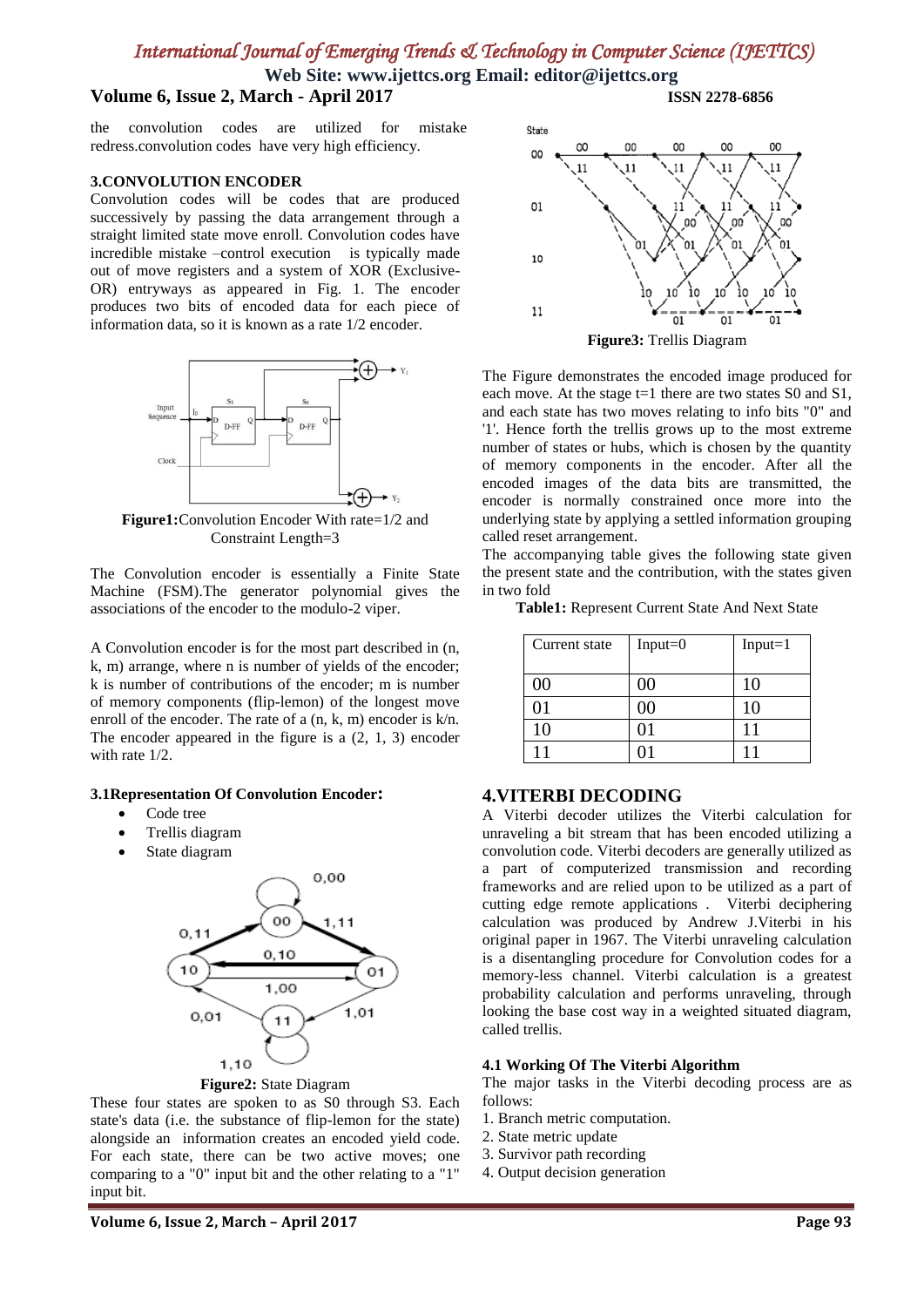the convolution codes are utilized for mistake redress.convolution codes have very high efficiency.

**3.CONVOLUTION ENCODER**

Convolution codes will be codes that are produced successively by passing the data arrangement through a straight limited state move enroll. Convolution codes have incredible mistake –control execution is typically made out of move registers and a system of XOR (Exclusive-OR) entryways as appeared in Fig. 1. The encoder produces two bits of encoded data for each piece of information data, so it is known as a rate 1/2 encoder.

**Figure1:**Convolution Encoder With rate=1/2 and Constraint Length=3

The Convolution encoder is essentially a Finite State Machine (FSM).The generator polynomial gives the associations of the encoder to the modulo-2 viper.

A Convolution encoder is for the most part described in (n, k, m) arrange, where n is number of yields of the encoder; k is number of contributions of the encoder; m is number of memory components (flip-lemon) of the longest move enroll of the encoder. The rate of a (n, k, m) encoder is k/n. The encoder appeared in the figure is a (2, 1, 3) encoder with rate 1/2.

**3.1Representation Of Convolution Encoder:**

- Code tree
- Trellis diagram
- State diagram

**Figure2:** State Diagram

These four states are spoken to as S0 through S3. Each state's data (i.e. the substance of flip-lemon for the state) alongside an information creates an encoded yield code. For each state, there can be two active moves; one comparing to a "0" input bit and the other relating to a "1" input bit.

**Figure3:** Trellis Diagram

The Figure demonstrates the encoded image produced for each move. At the stage t=1 there are two states S0 and S1, and each state has two moves relating to info bits "0" and '1'. Hence forth the trellis grows up to the most extreme number of states or hubs, which is chosen by the quantity of memory components in the encoder. After all the encoded images of the data bits are transmitted, the encoder is normally constrained once more into the underlying state by applying a settled information grouping called reset arrangement.

The accompanying table gives the following state given the present state and the contribution, with the states given in two fold

**Table1:** Represent Current State And Next State

| Current state | Input=0 | Input=1 |
|---|---|---|
| 00 | 00 | 10 |
| 01 | 00 | 10 |
| 10 | 01 | 11 |
| 11 | 01 | 11 |

## 4.VITERBI DECODING

A Viterbi decoder utilizes the Viterbi calculation for unraveling a bit stream that has been encoded utilizing a convolution code. Viterbi decoders are generally utilized as a part of computerized transmission and recording frameworks and are relied upon to be utilized as a part of cutting edge remote applications . Viterbi deciphering calculation was produced by Andrew J.Viterbi in his original paper in 1967. The Viterbi unraveling calculation is a disentangling procedure for Convolution codes for a memory-less channel. Viterbi calculation is a greatest probability calculation and performs unraveling, through looking the base cost way in a weighted situated diagram, called trellis.

**4.1 Working Of The Viterbi Algorithm**

The major tasks in the Viterbi decoding process are as follows:

1. Branch metric computation.
2. State metric update
3. Survivor path recording
4. Output decision generation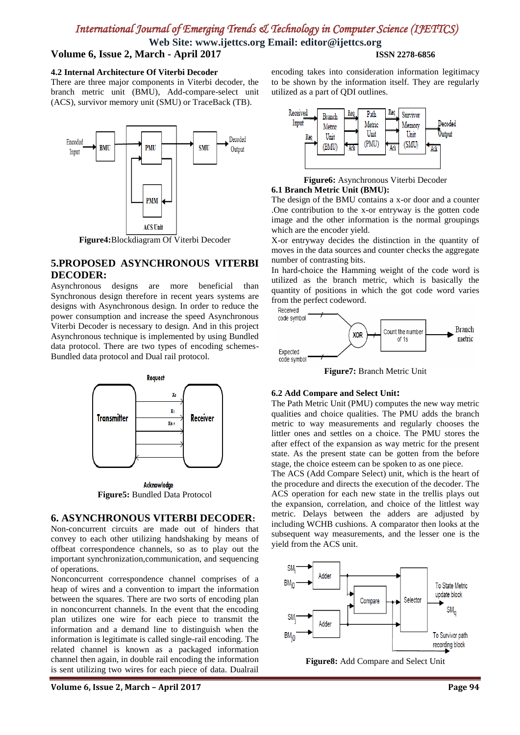### 4.2 Internal Architecture Of Viterbi Decoder

There are three major components in Viterbi decoder, the branch metric unit (BMU), Add-compare-select unit (ACS), survivor memory unit (SMU) or TraceBack (TB).

**Figure4:**Blockdiagram Of Viterbi Decoder

## 5.PROPOSED ASYNCHRONOUS VITERBI DECODER:

Asynchronous designs are more beneficial than Synchronous design therefore in recent years systems are designs with Asynchronous design. In order to reduce the power consumption and increase the speed Asynchronous Viterbi Decoder is necessary to design. And in this project Asynchronous technique is implemented by using Bundled data protocol. There are two types of encoding schemes-Bundled data protocol and Dual rail protocol.

**Figure5:** Bundled Data Protocol

## 6. ASYNCHRONOUS VITERBI DECODER:

Non-concurrent circuits are made out of hinders that convey to each other utilizing handshaking by means of offbeat correspondence channels, so as to play out the important synchronization,communication, and sequencing of operations.

Nonconcurrent correspondence channel comprises of a heap of wires and a convention to impart the information between the squares. There are two sorts of encoding plan in nonconcurrent channels. In the event that the encoding plan utilizes one wire for each piece to transmit the information and a demand line to distinguish when the information is legitimate is called single-rail encoding. The related channel is known as a packaged information channel then again, in double rail encoding the information is sent utilizing two wires for each piece of data. Dualrail encoding takes into consideration information legitimacy to be shown by the information itself. They are regularly utilized as a part of QDI outlines.

**Figure6:** Asynchronous Viterbi Decoder

### 6.1 Branch Metric Unit (BMU):

The design of the BMU contains a x-or door and a counter .One contribution to the x-or entryway is the gotten code image and the other information is the normal groupings which are the encoder yield.

X-or entryway decides the distinction in the quantity of moves in the data sources and counter checks the aggregate number of contrasting bits.

In hard-choice the Hamming weight of the code word is utilized as the branch metric, which is basically the quantity of positions in which the got code word varies from the perfect codeword.

**Figure7:** Branch Metric Unit

### 6.2 Add Compare and Select Unit:

The Path Metric Unit (PMU) computes the new way metric qualities and choice qualities. The PMU adds the branch metric to way measurements and regularly chooses the littler ones and settles on a choice. The PMU stores the after effect of the expansion as way metric for the present state. As the present state can be gotten from the before stage, the choice esteem can be spoken to as one piece.

The ACS (Add Compare Select) unit, which is the heart of the procedure and directs the execution of the decoder. The ACS operation for each new state in the trellis plays out the expansion, correlation, and choice of the littlest way metric. Delays between the adders are adjusted by including WCHB cushions. A comparator then looks at the subsequent way measurements, and the lesser one is the yield from the ACS unit.

**Figure8:** Add Compare and Select Unit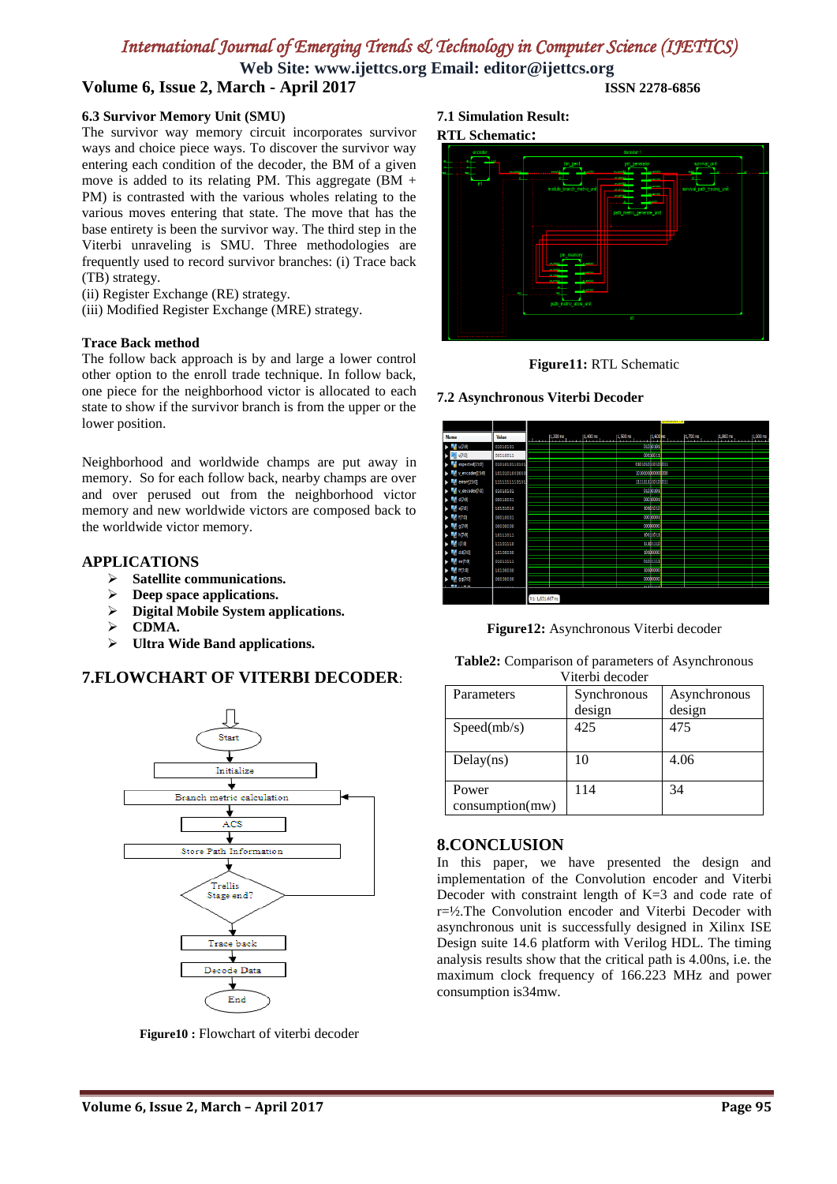### 6.3 Survivor Memory Unit (SMU)

The survivor way memory circuit incorporates survivor ways and choice piece ways. To discover the survivor way entering each condition of the decoder, the BM of a given move is added to its relating PM. This aggregate (BM + PM) is contrasted with the various wholes relating to the various moves entering that state. The move that has the base entirety is been the survivor way. The third step in the Viterbi unraveling is SMU. Three methodologies are frequently used to record survivor branches: (i) Trace back (TB) strategy.

(ii) Register Exchange (RE) strategy.

(iii) Modified Register Exchange (MRE) strategy.

**Trace Back method**

The follow back approach is by and large a lower control other option to the enroll trade technique. In follow back, one piece for the neighborhood victor is allocated to each state to show if the survivor branch is from the upper or the lower position.

Neighborhood and worldwide champs are put away in memory. So for each follow back, nearby champs are over and over perused out from the neighborhood victor memory and new worldwide victors are composed back to the worldwide victor memory.

## APPLICATIONS

- **Satellite communications.**
- **Deep space applications.**
- **Digital Mobile System applications.**
- **CDMA.**
- **Ultra Wide Band applications.**

## 7.FLOWCHART OF VITERBI DECODER:

Start → Initialize → Branch metric calculation → ACS → Store Path Information → Trellis Stage end? → Trace back → Decode Data → End

**Figure10 :** Flowchart of viterbi decoder

### 7.1 Simulation Result:

**RTL Schematic:**

**Figure11:** RTL Schematic

### 7.2 Asynchronous Viterbi Decoder

**Figure12:** Asynchronous Viterbi decoder

**Table2:** Comparison of parameters of Asynchronous Viterbi decoder

| Parameters | Synchronous design | Asynchronous design |
|---|---|---|
| Speed(mb/s) | 425 | 475 |
| Delay(ns) | 10 | 4.06 |
| Power consumption(mw) | 114 | 34 |

## 8.CONCLUSION

In this paper, we have presented the design and implementation of the Convolution encoder and Viterbi Decoder with constraint length of K=3 and code rate of r=½.The Convolution encoder and Viterbi Decoder with asynchronous unit is successfully designed in Xilinx ISE Design suite 14.6 platform with Verilog HDL. The timing analysis results show that the critical path is 4.00ns, i.e. the maximum clock frequency of 166.223 MHz and power consumption is34mw.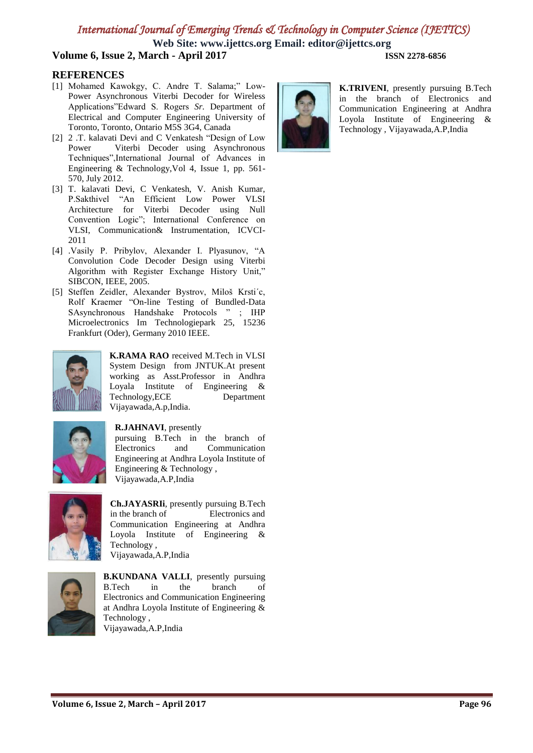## REFERENCES

[1] Mohamed Kawokgy, C. Andre T. Salama;" Low-Power Asynchronous Viterbi Decoder for Wireless Applications"Edward S. Rogers *Sr.* Department of Electrical and Computer Engineering University of Toronto, Toronto, Ontario M5S 3G4, Canada

[2] 2 .T. kalavati Devi and C Venkatesh "Design of Low Power Viterbi Decoder using Asynchronous Techniques",International Journal of Advances in Engineering & Technology,Vol 4, Issue 1, pp. 561-570, July 2012.

[3] T. kalavati Devi, C Venkatesh, V. Anish Kumar, P.Sakthivel "An Efficient Low Power VLSI Architecture for Viterbi Decoder using Null Convention Logic"; International Conference on VLSI, Communication& Instrumentation, ICVCI-2011

[4] .Vasily P. Pribylov, Alexander I. Plyasunov, "A Convolution Code Decoder Design using Viterbi Algorithm with Register Exchange History Unit," SIBCON, IEEE, 2005.

[5] Steffen Zeidler, Alexander Bystrov, Miloš Krsti´c, Rolf Kraemer "On-line Testing of Bundled-Data SAsynchronous Handshake Protocols " ; IHP Microelectronics Im Technologiepark 25, 15236 Frankfurt (Oder), Germany 2010 IEEE.

**K.RAMA RAO** received M.Tech in VLSI System Design from JNTUK.At present working as Asst.Professor in Andhra Loyola Institute of Engineering & Technology,ECE Department Vijayawada,A.p,India.

**R.JAHNAVI**, presently pursuing B.Tech in the branch of Electronics and Communication Engineering at Andhra Loyola Institute of Engineering & Technology , Vijayawada,A.P,India

**Ch.JAYASRIi**, presently pursuing B.Tech in the branch of Electronics and Communication Engineering at Andhra Loyola Institute of Engineering & Technology , Vijayawada,A.P,India

**B.KUNDANA VALLI**, presently pursuing B.Tech in the branch of Electronics and Communication Engineering at Andhra Loyola Institute of Engineering & Technology , Vijayawada,A.P,India

**K.TRIVENI**, presently pursuing B.Tech in the branch of Electronics and Communication Engineering at Andhra Loyola Institute of Engineering & Technology , Vijayawada,A.P,India